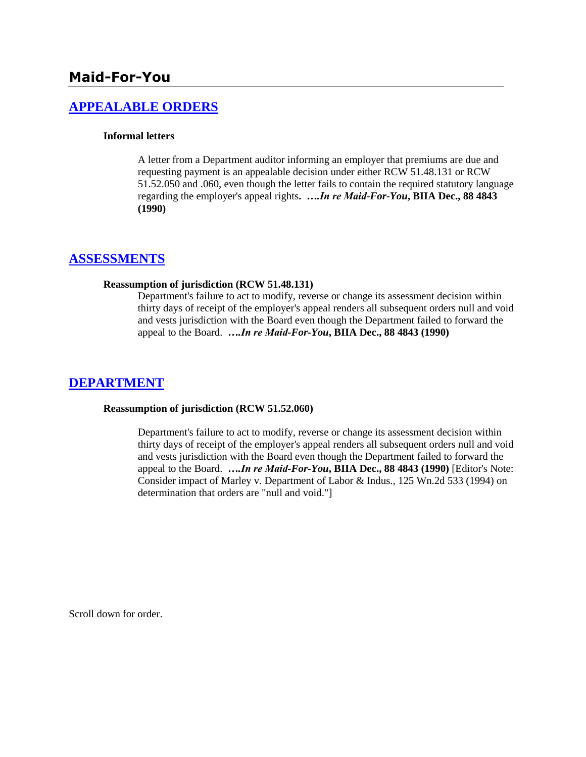# Maid-For-You

## [APPEALABLE ORDERS]

**Informal letters**

A letter from a Department auditor informing an employer that premiums are due and requesting payment is an appealable decision under either RCW 51.48.131 or RCW 51.52.050 and .060, even though the letter fails to contain the required statutory language regarding the employer's appeal rights**. ….*In re Maid-For-You*, BIIA Dec., 88 4843 (1990)**

## [ASSESSMENTS]

**Reassumption of jurisdiction (RCW 51.48.131)**

Department's failure to act to modify, reverse or change its assessment decision within thirty days of receipt of the employer's appeal renders all subsequent orders null and void and vests jurisdiction with the Board even though the Department failed to forward the appeal to the Board. **….*In re Maid-For-You*, BIIA Dec., 88 4843 (1990)**

## [DEPARTMENT]

**Reassumption of jurisdiction (RCW 51.52.060)**

Department's failure to act to modify, reverse or change its assessment decision within thirty days of receipt of the employer's appeal renders all subsequent orders null and void and vests jurisdiction with the Board even though the Department failed to forward the appeal to the Board. **….*In re Maid-For-You*, BIIA Dec., 88 4843 (1990)** [Editor's Note: Consider impact of Marley v. Department of Labor & Indus., 125 Wn.2d 533 (1994) on determination that orders are "null and void."]

Scroll down for order.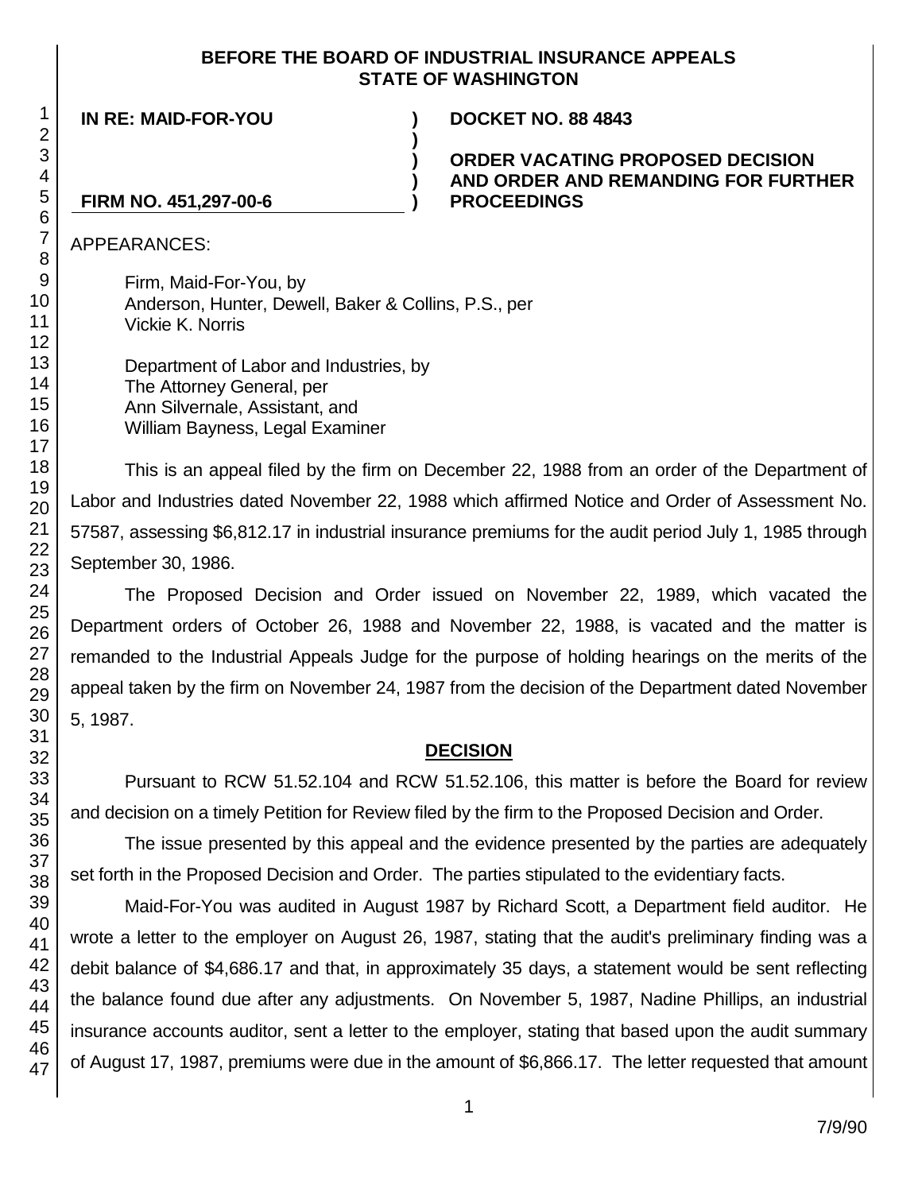**BEFORE THE BOARD OF INDUSTRIAL INSURANCE APPEALS**
**STATE OF WASHINGTON**

**IN RE: MAID-FOR-YOU** ) **DOCKET NO. 88 4843**

**FIRM NO. 451,297-00-6** ) **ORDER VACATING PROPOSED DECISION AND ORDER AND REMANDING FOR FURTHER PROCEEDINGS**

APPEARANCES:

Firm, Maid-For-You, by
Anderson, Hunter, Dewell, Baker & Collins, P.S., per
Vickie K. Norris

Department of Labor and Industries, by
The Attorney General, per
Ann Silvernale, Assistant, and
William Bayness, Legal Examiner

This is an appeal filed by the firm on December 22, 1988 from an order of the Department of Labor and Industries dated November 22, 1988 which affirmed Notice and Order of Assessment No. 57587, assessing $6,812.17 in industrial insurance premiums for the audit period July 1, 1985 through September 30, 1986.

The Proposed Decision and Order issued on November 22, 1989, which vacated the Department orders of October 26, 1988 and November 22, 1988, is vacated and the matter is remanded to the Industrial Appeals Judge for the purpose of holding hearings on the merits of the appeal taken by the firm on November 24, 1987 from the decision of the Department dated November 5, 1987.

## DECISION

Pursuant to RCW 51.52.104 and RCW 51.52.106, this matter is before the Board for review and decision on a timely Petition for Review filed by the firm to the Proposed Decision and Order.

The issue presented by this appeal and the evidence presented by the parties are adequately set forth in the Proposed Decision and Order. The parties stipulated to the evidentiary facts.

Maid-For-You was audited in August 1987 by Richard Scott, a Department field auditor. He wrote a letter to the employer on August 26, 1987, stating that the audit's preliminary finding was a debit balance of $4,686.17 and that, in approximately 35 days, a statement would be sent reflecting the balance found due after any adjustments. On November 5, 1987, Nadine Phillips, an industrial insurance accounts auditor, sent a letter to the employer, stating that based upon the audit summary of August 17, 1987, premiums were due in the amount of $6,866.17. The letter requested that amount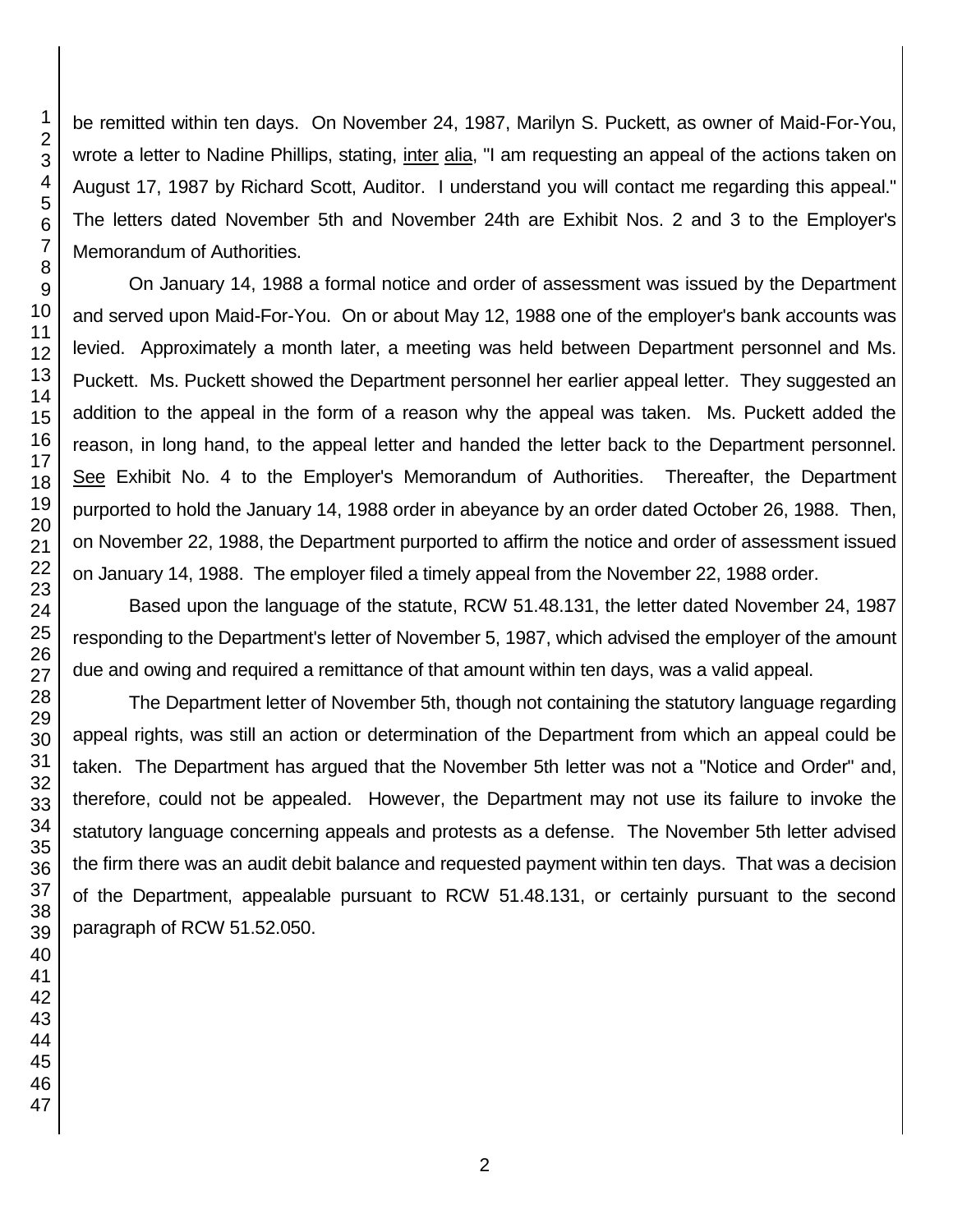be remitted within ten days. On November 24, 1987, Marilyn S. Puckett, as owner of Maid-For-You, wrote a letter to Nadine Phillips, stating, inter alia, "I am requesting an appeal of the actions taken on August 17, 1987 by Richard Scott, Auditor. I understand you will contact me regarding this appeal." The letters dated November 5th and November 24th are Exhibit Nos. 2 and 3 to the Employer's Memorandum of Authorities.

On January 14, 1988 a formal notice and order of assessment was issued by the Department and served upon Maid-For-You. On or about May 12, 1988 one of the employer's bank accounts was levied. Approximately a month later, a meeting was held between Department personnel and Ms. Puckett. Ms. Puckett showed the Department personnel her earlier appeal letter. They suggested an addition to the appeal in the form of a reason why the appeal was taken. Ms. Puckett added the reason, in long hand, to the appeal letter and handed the letter back to the Department personnel. See Exhibit No. 4 to the Employer's Memorandum of Authorities. Thereafter, the Department purported to hold the January 14, 1988 order in abeyance by an order dated October 26, 1988. Then, on November 22, 1988, the Department purported to affirm the notice and order of assessment issued on January 14, 1988. The employer filed a timely appeal from the November 22, 1988 order.

Based upon the language of the statute, RCW 51.48.131, the letter dated November 24, 1987 responding to the Department's letter of November 5, 1987, which advised the employer of the amount due and owing and required a remittance of that amount within ten days, was a valid appeal.

The Department letter of November 5th, though not containing the statutory language regarding appeal rights, was still an action or determination of the Department from which an appeal could be taken. The Department has argued that the November 5th letter was not a "Notice and Order" and, therefore, could not be appealed. However, the Department may not use its failure to invoke the statutory language concerning appeals and protests as a defense. The November 5th letter advised the firm there was an audit debit balance and requested payment within ten days. That was a decision of the Department, appealable pursuant to RCW 51.48.131, or certainly pursuant to the second paragraph of RCW 51.52.050.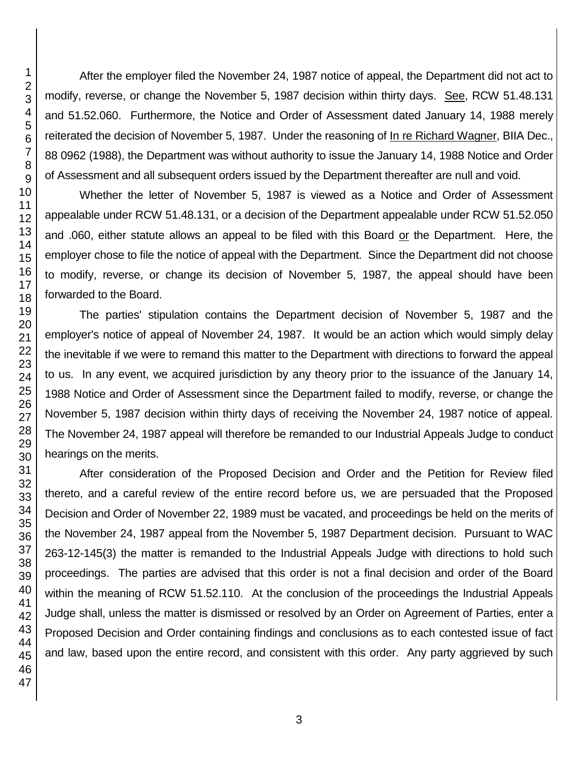After the employer filed the November 24, 1987 notice of appeal, the Department did not act to modify, reverse, or change the November 5, 1987 decision within thirty days. See, RCW 51.48.131 and 51.52.060. Furthermore, the Notice and Order of Assessment dated January 14, 1988 merely reiterated the decision of November 5, 1987. Under the reasoning of In re Richard Wagner, BIIA Dec., 88 0962 (1988), the Department was without authority to issue the January 14, 1988 Notice and Order of Assessment and all subsequent orders issued by the Department thereafter are null and void.

Whether the letter of November 5, 1987 is viewed as a Notice and Order of Assessment appealable under RCW 51.48.131, or a decision of the Department appealable under RCW 51.52.050 and .060, either statute allows an appeal to be filed with this Board or the Department. Here, the employer chose to file the notice of appeal with the Department. Since the Department did not choose to modify, reverse, or change its decision of November 5, 1987, the appeal should have been forwarded to the Board.

The parties' stipulation contains the Department decision of November 5, 1987 and the employer's notice of appeal of November 24, 1987. It would be an action which would simply delay the inevitable if we were to remand this matter to the Department with directions to forward the appeal to us. In any event, we acquired jurisdiction by any theory prior to the issuance of the January 14, 1988 Notice and Order of Assessment since the Department failed to modify, reverse, or change the November 5, 1987 decision within thirty days of receiving the November 24, 1987 notice of appeal. The November 24, 1987 appeal will therefore be remanded to our Industrial Appeals Judge to conduct hearings on the merits.

After consideration of the Proposed Decision and Order and the Petition for Review filed thereto, and a careful review of the entire record before us, we are persuaded that the Proposed Decision and Order of November 22, 1989 must be vacated, and proceedings be held on the merits of the November 24, 1987 appeal from the November 5, 1987 Department decision. Pursuant to WAC 263-12-145(3) the matter is remanded to the Industrial Appeals Judge with directions to hold such proceedings. The parties are advised that this order is not a final decision and order of the Board within the meaning of RCW 51.52.110. At the conclusion of the proceedings the Industrial Appeals Judge shall, unless the matter is dismissed or resolved by an Order on Agreement of Parties, enter a Proposed Decision and Order containing findings and conclusions as to each contested issue of fact and law, based upon the entire record, and consistent with this order. Any party aggrieved by such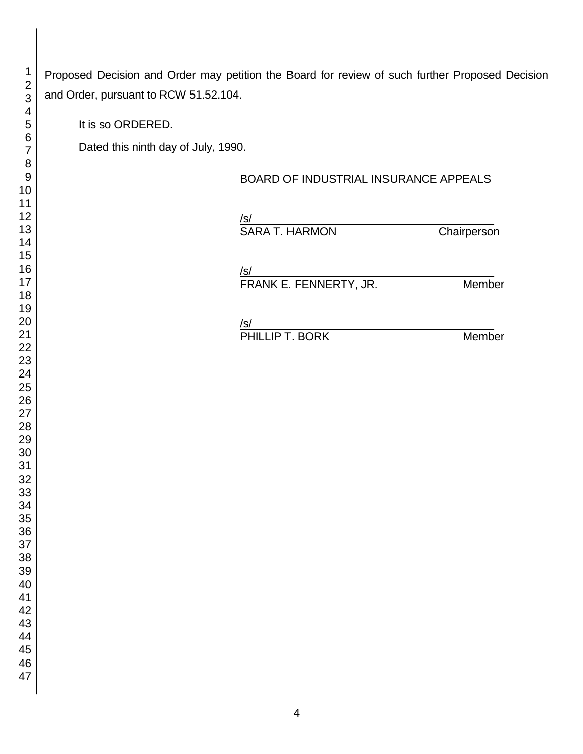Proposed Decision and Order may petition the Board for review of such further Proposed Decision and Order, pursuant to RCW 51.52.104.

It is so ORDERED.

Dated this ninth day of July, 1990.

BOARD OF INDUSTRIAL INSURANCE APPEALS

/s/
SARA T. HARMON Chairperson

/s/
FRANK E. FENNERTY, JR. Member

/s/
PHILLIP T. BORK Member